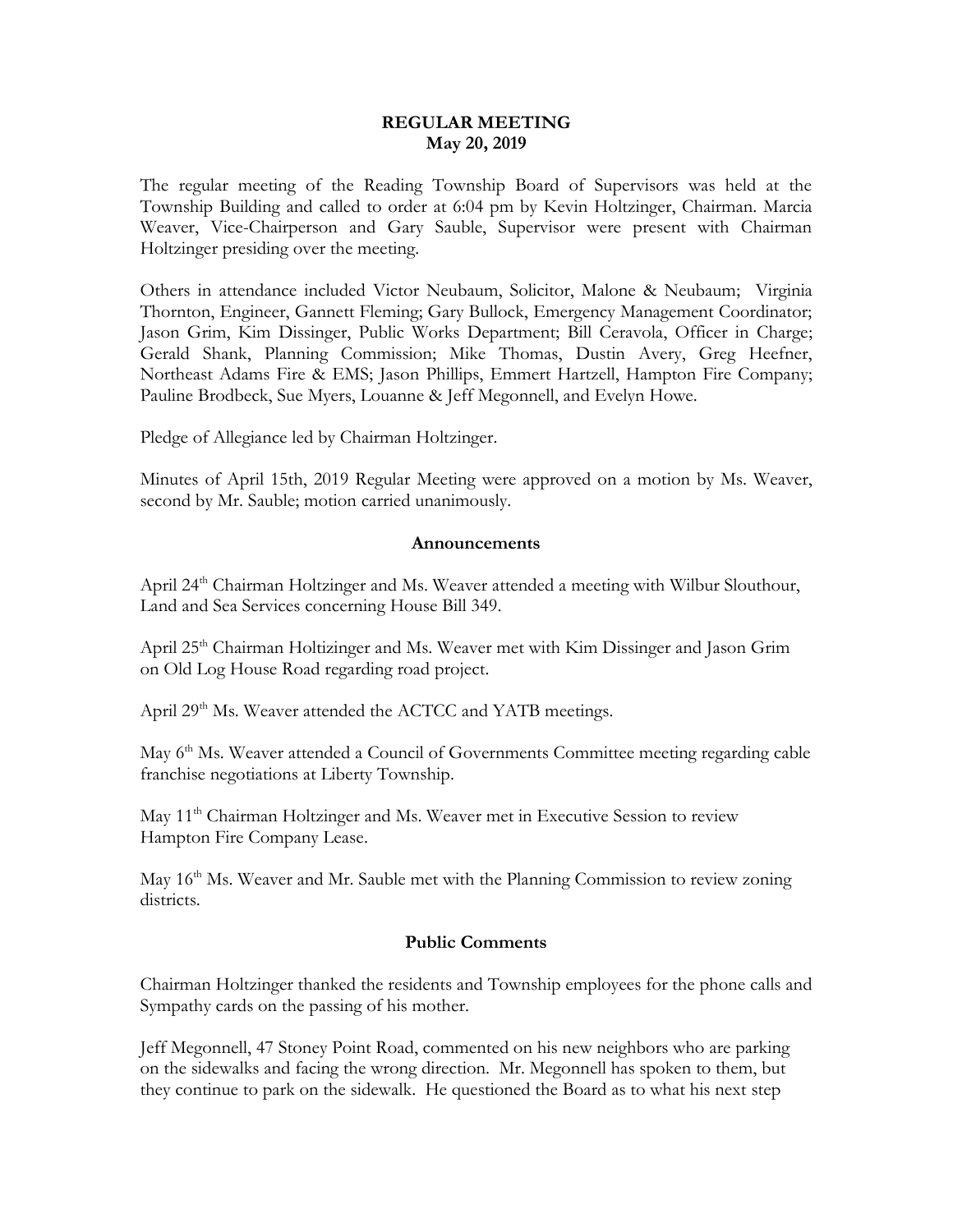**REGULAR MEETING**
**May 20, 2019**

The regular meeting of the Reading Township Board of Supervisors was held at the Township Building and called to order at 6:04 pm by Kevin Holtzinger, Chairman. Marcia Weaver, Vice-Chairperson and Gary Sauble, Supervisor were present with Chairman Holtzinger presiding over the meeting.

Others in attendance included Victor Neubaum, Solicitor, Malone & Neubaum; Virginia Thornton, Engineer, Gannett Fleming; Gary Bullock, Emergency Management Coordinator; Jason Grim, Kim Dissinger, Public Works Department; Bill Ceravola, Officer in Charge; Gerald Shank, Planning Commission; Mike Thomas, Dustin Avery, Greg Heefner, Northeast Adams Fire & EMS; Jason Phillips, Emmert Hartzell, Hampton Fire Company; Pauline Brodbeck, Sue Myers, Louanne & Jeff Megonnell, and Evelyn Howe.

Pledge of Allegiance led by Chairman Holtzinger.

Minutes of April 15th, 2019 Regular Meeting were approved on a motion by Ms. Weaver, second by Mr. Sauble; motion carried unanimously.

**Announcements**

April 24th Chairman Holtzinger and Ms. Weaver attended a meeting with Wilbur Slouthour, Land and Sea Services concerning House Bill 349.

April 25th Chairman Holtizinger and Ms. Weaver met with Kim Dissinger and Jason Grim on Old Log House Road regarding road project.

April 29th Ms. Weaver attended the ACTCC and YATB meetings.

May 6th Ms. Weaver attended a Council of Governments Committee meeting regarding cable franchise negotiations at Liberty Township.

May 11th Chairman Holtzinger and Ms. Weaver met in Executive Session to review Hampton Fire Company Lease.

May 16th Ms. Weaver and Mr. Sauble met with the Planning Commission to review zoning districts.

**Public Comments**

Chairman Holtzinger thanked the residents and Township employees for the phone calls and Sympathy cards on the passing of his mother.

Jeff Megonnell, 47 Stoney Point Road, commented on his new neighbors who are parking on the sidewalks and facing the wrong direction. Mr. Megonnell has spoken to them, but they continue to park on the sidewalk. He questioned the Board as to what his next step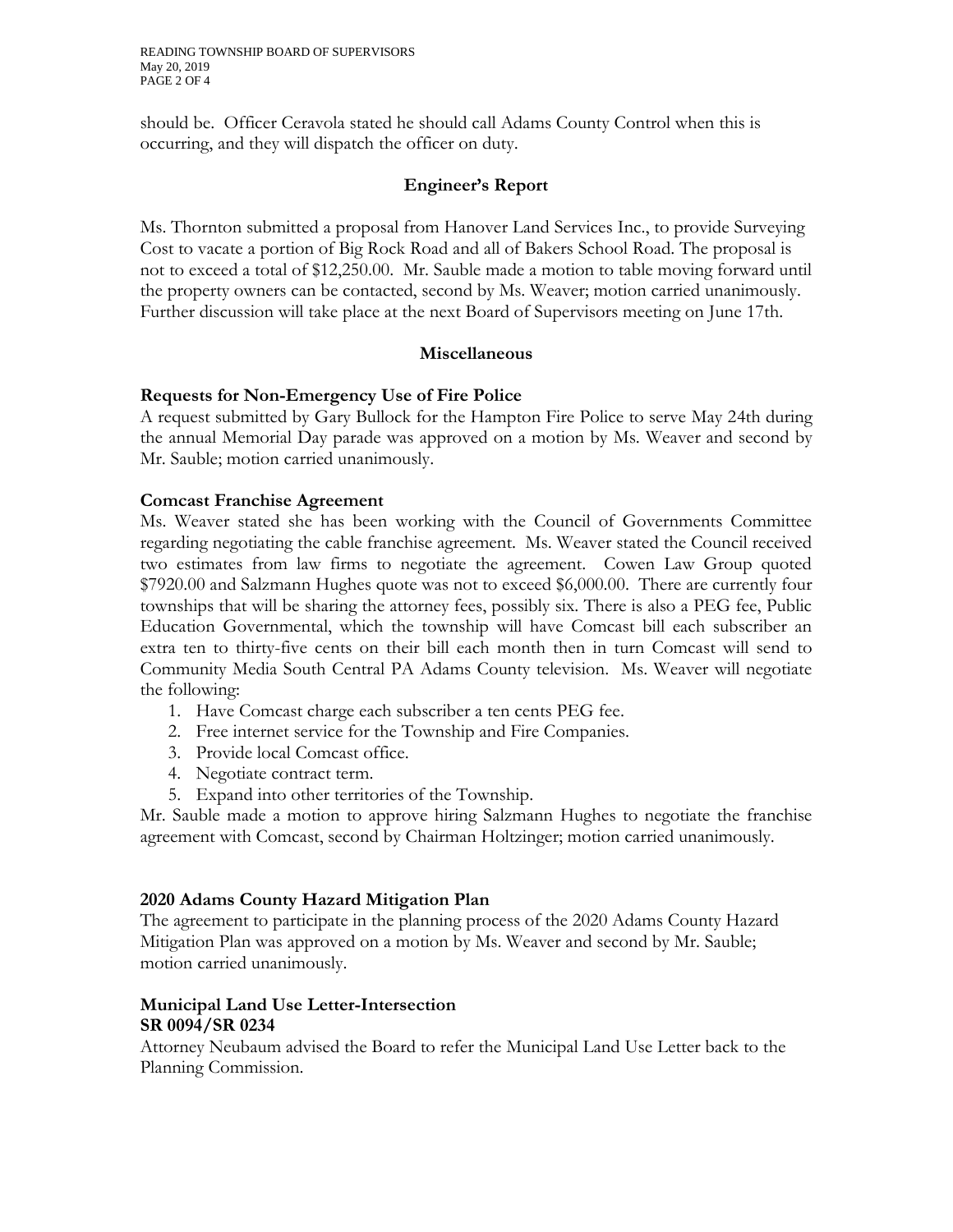should be. Officer Ceravola stated he should call Adams County Control when this is occurring, and they will dispatch the officer on duty.

## Engineer's Report

Ms. Thornton submitted a proposal from Hanover Land Services Inc., to provide Surveying Cost to vacate a portion of Big Rock Road and all of Bakers School Road. The proposal is not to exceed a total of $12,250.00. Mr. Sauble made a motion to table moving forward until the property owners can be contacted, second by Ms. Weaver; motion carried unanimously. Further discussion will take place at the next Board of Supervisors meeting on June 17th.

## Miscellaneous

### Requests for Non-Emergency Use of Fire Police

A request submitted by Gary Bullock for the Hampton Fire Police to serve May 24th during the annual Memorial Day parade was approved on a motion by Ms. Weaver and second by Mr. Sauble; motion carried unanimously.

### Comcast Franchise Agreement

Ms. Weaver stated she has been working with the Council of Governments Committee regarding negotiating the cable franchise agreement. Ms. Weaver stated the Council received two estimates from law firms to negotiate the agreement. Cowen Law Group quoted $7920.00 and Salzmann Hughes quote was not to exceed $6,000.00. There are currently four townships that will be sharing the attorney fees, possibly six. There is also a PEG fee, Public Education Governmental, which the township will have Comcast bill each subscriber an extra ten to thirty-five cents on their bill each month then in turn Comcast will send to Community Media South Central PA Adams County television. Ms. Weaver will negotiate the following:

1. Have Comcast charge each subscriber a ten cents PEG fee.
2. Free internet service for the Township and Fire Companies.
3. Provide local Comcast office.
4. Negotiate contract term.
5. Expand into other territories of the Township.

Mr. Sauble made a motion to approve hiring Salzmann Hughes to negotiate the franchise agreement with Comcast, second by Chairman Holtzinger; motion carried unanimously.

### 2020 Adams County Hazard Mitigation Plan

The agreement to participate in the planning process of the 2020 Adams County Hazard Mitigation Plan was approved on a motion by Ms. Weaver and second by Mr. Sauble; motion carried unanimously.

### Municipal Land Use Letter-Intersection SR 0094/SR 0234

Attorney Neubaum advised the Board to refer the Municipal Land Use Letter back to the Planning Commission.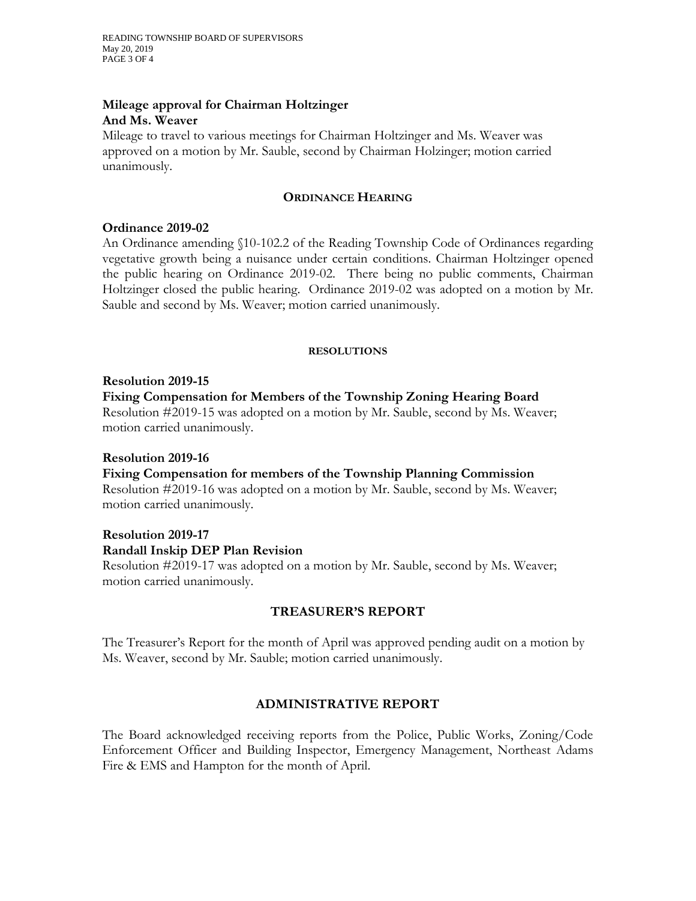**Mileage approval for Chairman Holtzinger And Ms. Weaver**

Mileage to travel to various meetings for Chairman Holtzinger and Ms. Weaver was approved on a motion by Mr. Sauble, second by Chairman Holzinger; motion carried unanimously.

## ORDINANCE HEARING

**Ordinance 2019-02**

An Ordinance amending §10-102.2 of the Reading Township Code of Ordinances regarding vegetative growth being a nuisance under certain conditions. Chairman Holtzinger opened the public hearing on Ordinance 2019-02. There being no public comments, Chairman Holtzinger closed the public hearing. Ordinance 2019-02 was adopted on a motion by Mr. Sauble and second by Ms. Weaver; motion carried unanimously.

## RESOLUTIONS

**Resolution 2019-15**
**Fixing Compensation for Members of the Township Zoning Hearing Board**

Resolution #2019-15 was adopted on a motion by Mr. Sauble, second by Ms. Weaver; motion carried unanimously.

**Resolution 2019-16**
**Fixing Compensation for members of the Township Planning Commission**

Resolution #2019-16 was adopted on a motion by Mr. Sauble, second by Ms. Weaver; motion carried unanimously.

**Resolution 2019-17**
**Randall Inskip DEP Plan Revision**

Resolution #2019-17 was adopted on a motion by Mr. Sauble, second by Ms. Weaver; motion carried unanimously.

## TREASURER'S REPORT

The Treasurer's Report for the month of April was approved pending audit on a motion by Ms. Weaver, second by Mr. Sauble; motion carried unanimously.

## ADMINISTRATIVE REPORT

The Board acknowledged receiving reports from the Police, Public Works, Zoning/Code Enforcement Officer and Building Inspector, Emergency Management, Northeast Adams Fire & EMS and Hampton for the month of April.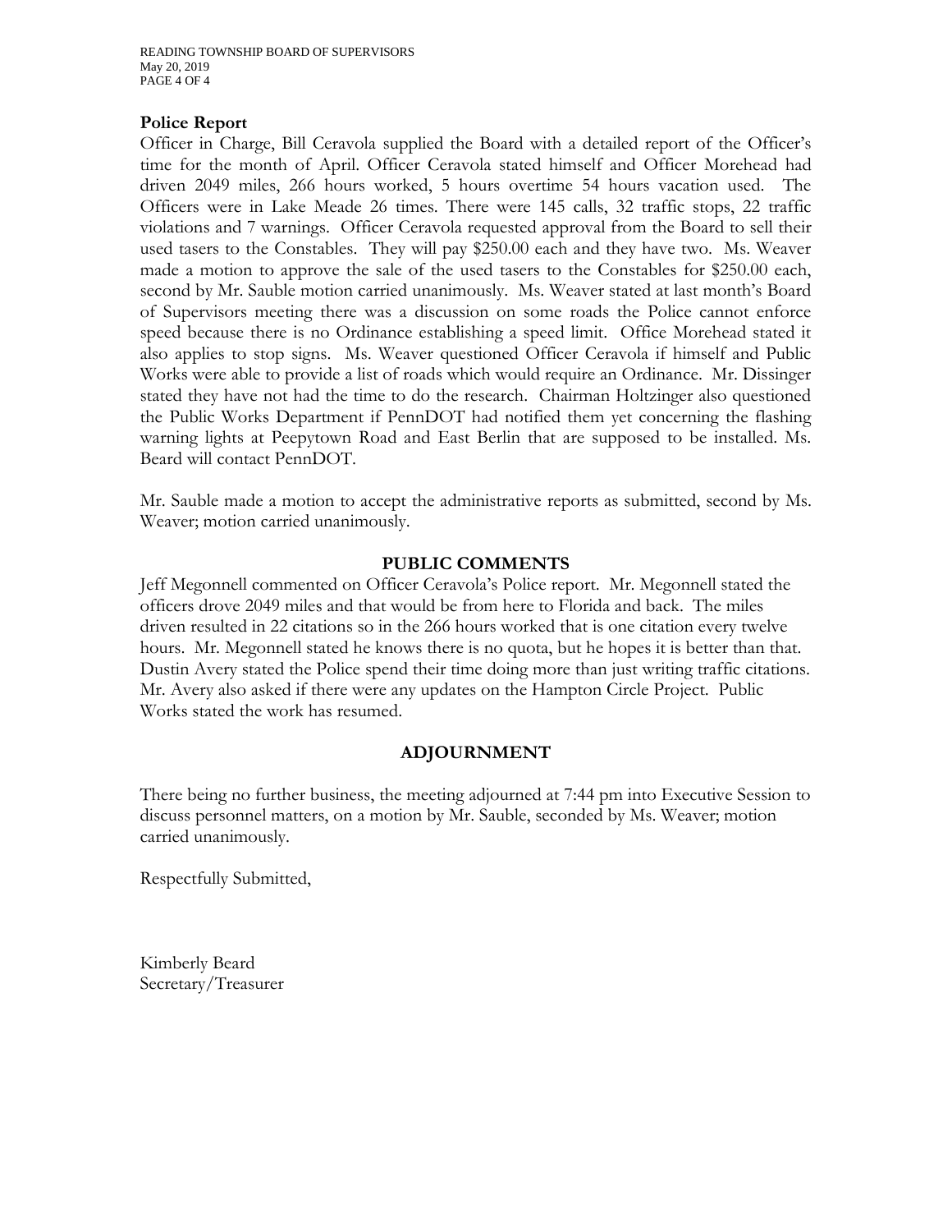**Police Report**

Officer in Charge, Bill Ceravola supplied the Board with a detailed report of the Officer's time for the month of April. Officer Ceravola stated himself and Officer Morehead had driven 2049 miles, 266 hours worked, 5 hours overtime 54 hours vacation used. The Officers were in Lake Meade 26 times. There were 145 calls, 32 traffic stops, 22 traffic violations and 7 warnings. Officer Ceravola requested approval from the Board to sell their used tasers to the Constables. They will pay $250.00 each and they have two. Ms. Weaver made a motion to approve the sale of the used tasers to the Constables for $250.00 each, second by Mr. Sauble motion carried unanimously. Ms. Weaver stated at last month's Board of Supervisors meeting there was a discussion on some roads the Police cannot enforce speed because there is no Ordinance establishing a speed limit. Office Morehead stated it also applies to stop signs. Ms. Weaver questioned Officer Ceravola if himself and Public Works were able to provide a list of roads which would require an Ordinance. Mr. Dissinger stated they have not had the time to do the research. Chairman Holtzinger also questioned the Public Works Department if PennDOT had notified them yet concerning the flashing warning lights at Peepytown Road and East Berlin that are supposed to be installed. Ms. Beard will contact PennDOT.

Mr. Sauble made a motion to accept the administrative reports as submitted, second by Ms. Weaver; motion carried unanimously.

## PUBLIC COMMENTS

Jeff Megonnell commented on Officer Ceravola's Police report. Mr. Megonnell stated the officers drove 2049 miles and that would be from here to Florida and back. The miles driven resulted in 22 citations so in the 266 hours worked that is one citation every twelve hours. Mr. Megonnell stated he knows there is no quota, but he hopes it is better than that. Dustin Avery stated the Police spend their time doing more than just writing traffic citations. Mr. Avery also asked if there were any updates on the Hampton Circle Project. Public Works stated the work has resumed.

## ADJOURNMENT

There being no further business, the meeting adjourned at 7:44 pm into Executive Session to discuss personnel matters, on a motion by Mr. Sauble, seconded by Ms. Weaver; motion carried unanimously.

Respectfully Submitted,

Kimberly Beard
Secretary/Treasurer